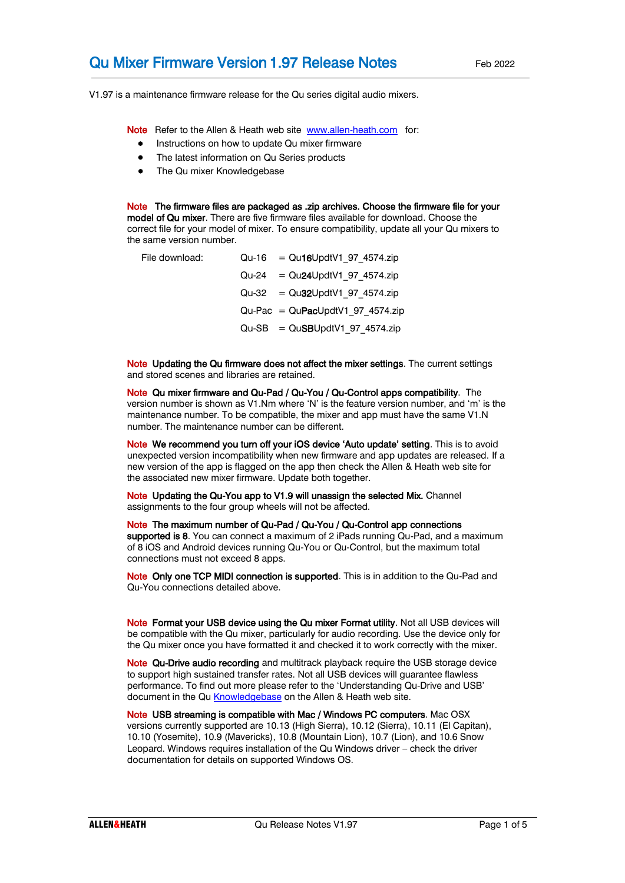# Qu Mixer Firmware Version 1.97 Release Notes

Feb 2022

V1.97 is a maintenance firmware release for the Qu series digital audio mixers.

**Note** Refer to the Allen & Heath web site www.allen-heath.com for:

- Instructions on how to update Qu mixer firmware
- The latest information on Qu Series products
- The Qu mixer Knowledgebase

**Note The firmware files are packaged as .zip archives. Choose the firmware file for your model of Qu mixer**. There are five firmware files available for download. Choose the correct file for your model of mixer. To ensure compatibility, update all your Qu mixers to the same version number.

| File download: | | |
|---|---|---|
| | Qu-16 | = Qu**16**UpdtV1_97_4574.zip |
| | Qu-24 | = Qu**24**UpdtV1_97_4574.zip |
| | Qu-32 | = Qu**32**UpdtV1_97_4574.zip |
| | Qu-Pac | = Qu**Pac**UpdtV1_97_4574.zip |
| | Qu-SB | = Qu**SB**UpdtV1_97_4574.zip |

**Note Updating the Qu firmware does not affect the mixer settings**. The current settings and stored scenes and libraries are retained.

**Note Qu mixer firmware and Qu-Pad / Qu-You / Qu-Control apps compatibility**. The version number is shown as V1.Nm where 'N' is the feature version number, and 'm' is the maintenance number. To be compatible, the mixer and app must have the same V1.N number. The maintenance number can be different.

**Note We recommend you turn off your iOS device 'Auto update' setting**. This is to avoid unexpected version incompatibility when new firmware and app updates are released. If a new version of the app is flagged on the app then check the Allen & Heath web site for the associated new mixer firmware. Update both together.

**Note Updating the Qu-You app to V1.9 will unassign the selected Mix.** Channel assignments to the four group wheels will not be affected.

**Note The maximum number of Qu-Pad / Qu-You / Qu-Control app connections supported is 8**. You can connect a maximum of 2 iPads running Qu-Pad, and a maximum of 8 iOS and Android devices running Qu-You or Qu-Control, but the maximum total connections must not exceed 8 apps.

**Note Only one TCP MIDI connection is supported**. This is in addition to the Qu-Pad and Qu-You connections detailed above.

**Note Format your USB device using the Qu mixer Format utility**. Not all USB devices will be compatible with the Qu mixer, particularly for audio recording. Use the device only for the Qu mixer once you have formatted it and checked it to work correctly with the mixer.

**Note Qu-Drive audio recording** and multitrack playback require the USB storage device to support high sustained transfer rates. Not all USB devices will guarantee flawless performance. To find out more please refer to the 'Understanding Qu-Drive and USB' document in the Qu Knowledgebase on the Allen & Heath web site.

**Note USB streaming is compatible with Mac / Windows PC computers**. Mac OSX versions currently supported are 10.13 (High Sierra), 10.12 (Sierra), 10.11 (El Capitan), 10.10 (Yosemite), 10.9 (Mavericks), 10.8 (Mountain Lion), 10.7 (Lion), and 10.6 Snow Leopard. Windows requires installation of the Qu Windows driver – check the driver documentation for details on supported Windows OS.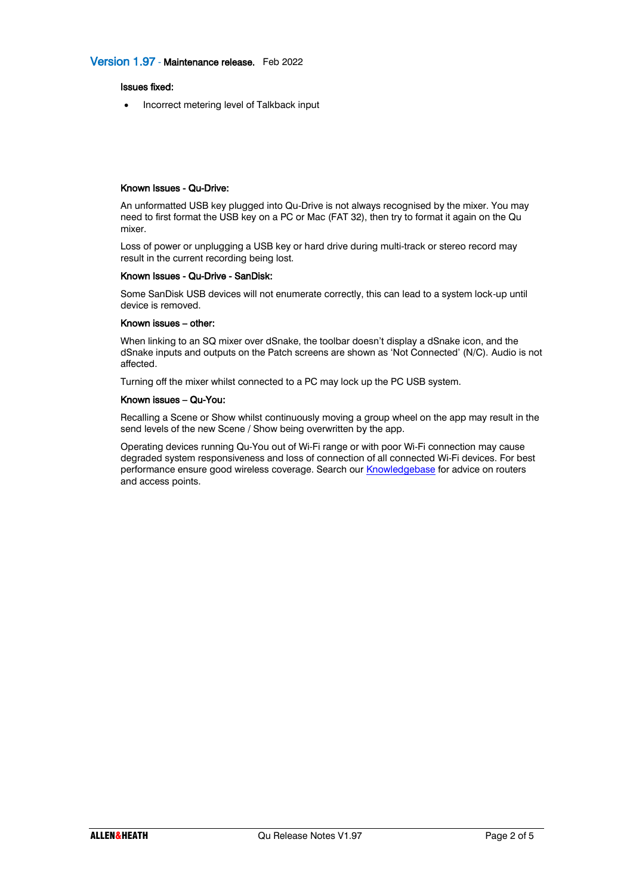## Version 1.97 - Maintenance release. Feb 2022

**Issues fixed:**

- Incorrect metering level of Talkback input

**Known Issues - Qu-Drive:**

An unformatted USB key plugged into Qu-Drive is not always recognised by the mixer. You may need to first format the USB key on a PC or Mac (FAT 32), then try to format it again on the Qu mixer.

Loss of power or unplugging a USB key or hard drive during multi-track or stereo record may result in the current recording being lost.

**Known Issues - Qu-Drive - SanDisk:**

Some SanDisk USB devices will not enumerate correctly, this can lead to a system lock-up until device is removed.

**Known issues – other:**

When linking to an SQ mixer over dSnake, the toolbar doesn't display a dSnake icon, and the dSnake inputs and outputs on the Patch screens are shown as 'Not Connected' (N/C). Audio is not affected.

Turning off the mixer whilst connected to a PC may lock up the PC USB system.

**Known issues – Qu-You:**

Recalling a Scene or Show whilst continuously moving a group wheel on the app may result in the send levels of the new Scene / Show being overwritten by the app.

Operating devices running Qu-You out of Wi-Fi range or with poor Wi-Fi connection may cause degraded system responsiveness and loss of connection of all connected Wi-Fi devices. For best performance ensure good wireless coverage. Search our Knowledgebase for advice on routers and access points.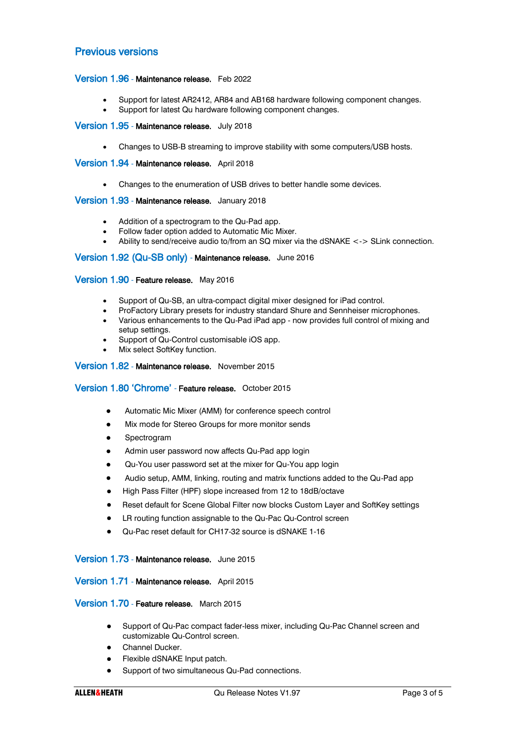## Previous versions

### Version 1.96 - **Maintenance release.** Feb 2022

- Support for latest AR2412, AR84 and AB168 hardware following component changes.
- Support for latest Qu hardware following component changes.

### Version 1.95 - **Maintenance release.** July 2018

- Changes to USB-B streaming to improve stability with some computers/USB hosts.

### Version 1.94 - **Maintenance release.** April 2018

- Changes to the enumeration of USB drives to better handle some devices.

### Version 1.93 - **Maintenance release.** January 2018

- Addition of a spectrogram to the Qu-Pad app.
- Follow fader option added to Automatic Mic Mixer.
- Ability to send/receive audio to/from an SQ mixer via the dSNAKE <-> SLink connection.

### Version 1.92 (Qu-SB only) - **Maintenance release.** June 2016

### Version 1.90 - **Feature release.** May 2016

- Support of Qu-SB, an ultra-compact digital mixer designed for iPad control.
- ProFactory Library presets for industry standard Shure and Sennheiser microphones.
- Various enhancements to the Qu-Pad iPad app - now provides full control of mixing and setup settings.
- Support of Qu-Control customisable iOS app.
- Mix select SoftKey function.

### Version 1.82 - **Maintenance release.** November 2015

### Version 1.80 'Chrome' - **Feature release.** October 2015

- Automatic Mic Mixer (AMM) for conference speech control
- Mix mode for Stereo Groups for more monitor sends
- Spectrogram
- Admin user password now affects Qu-Pad app login
- Qu-You user password set at the mixer for Qu-You app login
- Audio setup, AMM, linking, routing and matrix functions added to the Qu-Pad app
- High Pass Filter (HPF) slope increased from 12 to 18dB/octave
- Reset default for Scene Global Filter now blocks Custom Layer and SoftKey settings
- LR routing function assignable to the Qu-Pac Qu-Control screen
- Qu-Pac reset default for CH17-32 source is dSNAKE 1-16

### Version 1.73 - **Maintenance release.** June 2015

### Version 1.71 - **Maintenance release.** April 2015

### Version 1.70 - **Feature release.** March 2015

- Support of Qu-Pac compact fader-less mixer, including Qu-Pac Channel screen and customizable Qu-Control screen.
- Channel Ducker.
- Flexible dSNAKE Input patch.
- Support of two simultaneous Qu-Pad connections.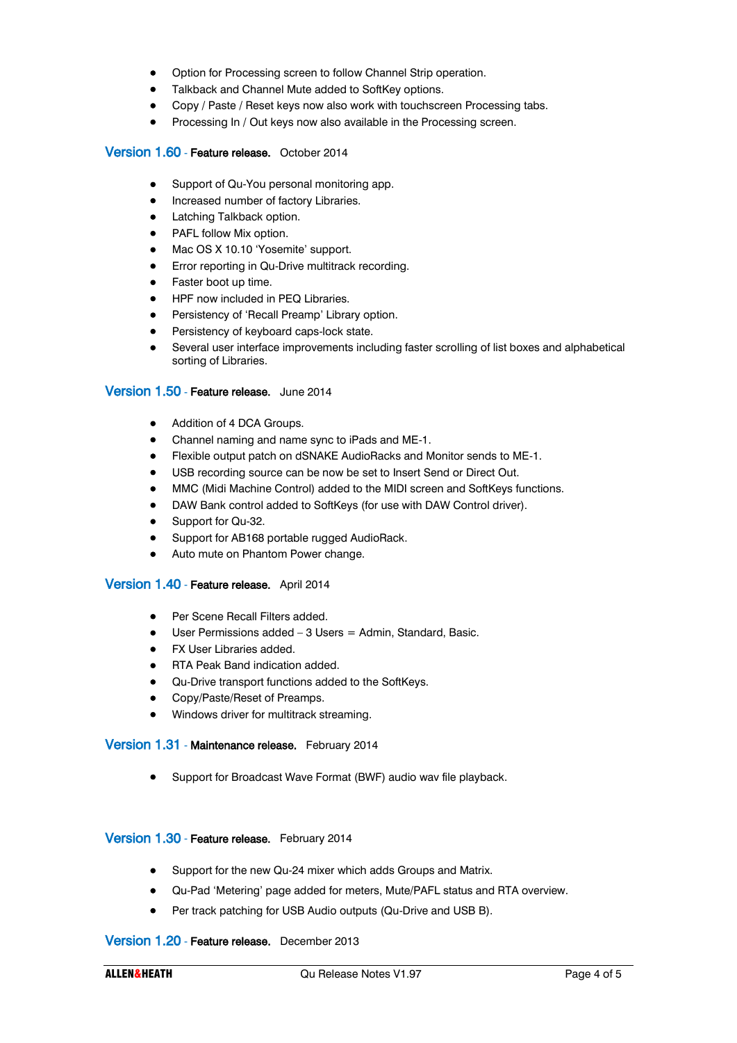- Option for Processing screen to follow Channel Strip operation.
- Talkback and Channel Mute added to SoftKey options.
- Copy / Paste / Reset keys now also work with touchscreen Processing tabs.
- Processing In / Out keys now also available in the Processing screen.

## Version 1.60 - **Feature release.** October 2014

- Support of Qu-You personal monitoring app.
- Increased number of factory Libraries.
- Latching Talkback option.
- PAFL follow Mix option.
- Mac OS X 10.10 'Yosemite' support.
- Error reporting in Qu-Drive multitrack recording.
- Faster boot up time.
- HPF now included in PEQ Libraries.
- Persistency of 'Recall Preamp' Library option.
- Persistency of keyboard caps-lock state.
- Several user interface improvements including faster scrolling of list boxes and alphabetical sorting of Libraries.

## Version 1.50 - **Feature release.** June 2014

- Addition of 4 DCA Groups.
- Channel naming and name sync to iPads and ME-1.
- Flexible output patch on dSNAKE AudioRacks and Monitor sends to ME-1.
- USB recording source can be now be set to Insert Send or Direct Out.
- MMC (Midi Machine Control) added to the MIDI screen and SoftKeys functions.
- DAW Bank control added to SoftKeys (for use with DAW Control driver).
- Support for Qu-32.
- Support for AB168 portable rugged AudioRack.
- Auto mute on Phantom Power change.

## Version 1.40 - **Feature release.** April 2014

- Per Scene Recall Filters added.
- User Permissions added – 3 Users = Admin, Standard, Basic.
- FX User Libraries added.
- RTA Peak Band indication added.
- Qu-Drive transport functions added to the SoftKeys.
- Copy/Paste/Reset of Preamps.
- Windows driver for multitrack streaming.

## Version 1.31 - **Maintenance release.** February 2014

- Support for Broadcast Wave Format (BWF) audio wav file playback.

## Version 1.30 - **Feature release.** February 2014

- Support for the new Qu-24 mixer which adds Groups and Matrix.
- Qu-Pad 'Metering' page added for meters, Mute/PAFL status and RTA overview.
- Per track patching for USB Audio outputs (Qu-Drive and USB B).

## Version 1.20 - **Feature release.** December 2013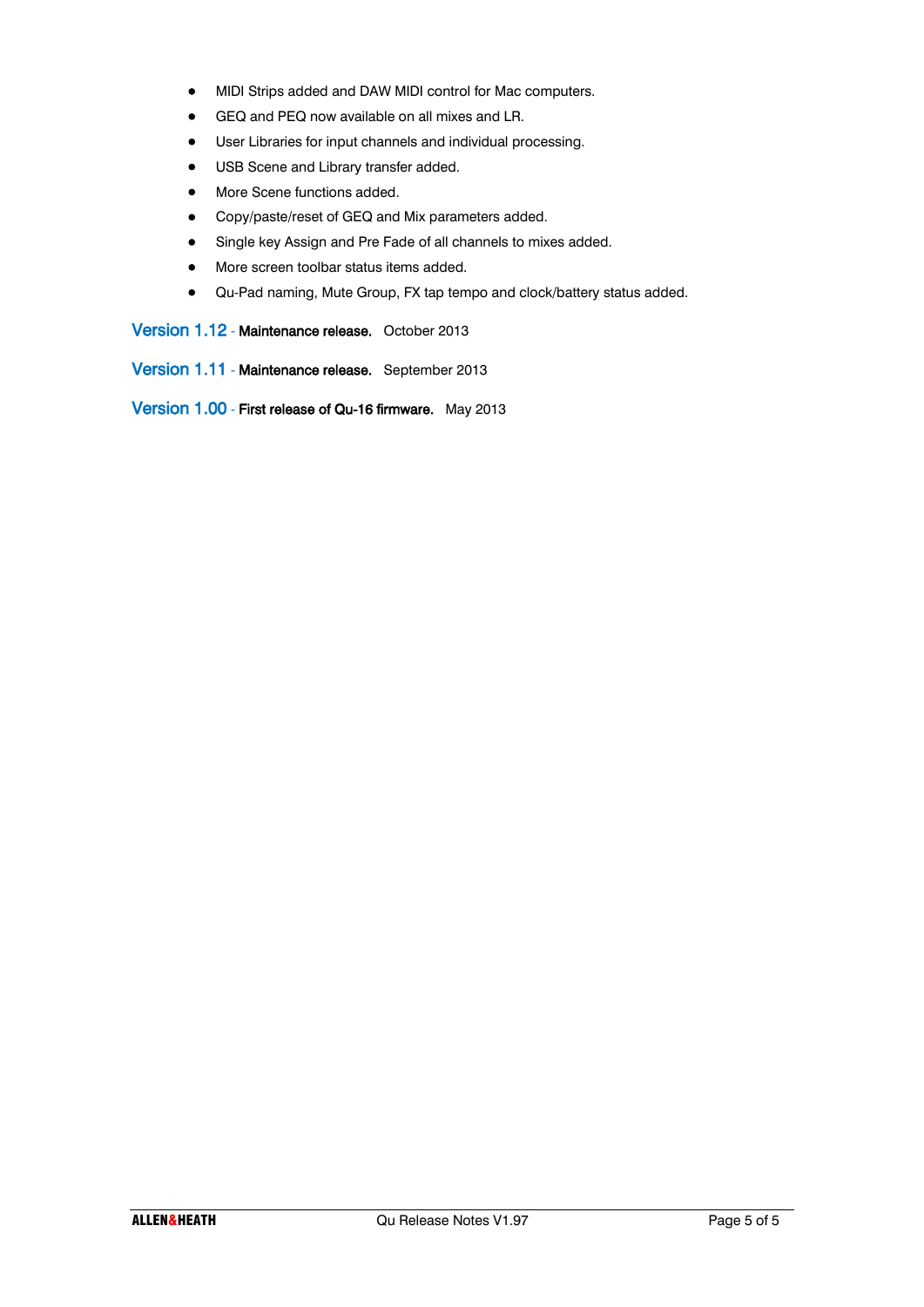- MIDI Strips added and DAW MIDI control for Mac computers.
- GEQ and PEQ now available on all mixes and LR.
- User Libraries for input channels and individual processing.
- USB Scene and Library transfer added.
- More Scene functions added.
- Copy/paste/reset of GEQ and Mix parameters added.
- Single key Assign and Pre Fade of all channels to mixes added.
- More screen toolbar status items added.
- Qu-Pad naming, Mute Group, FX tap tempo and clock/battery status added.

## Version 1.12 - **Maintenance release.** October 2013

## Version 1.11 - **Maintenance release.** September 2013

## Version 1.00 - **First release of Qu-16 firmware.** May 2013